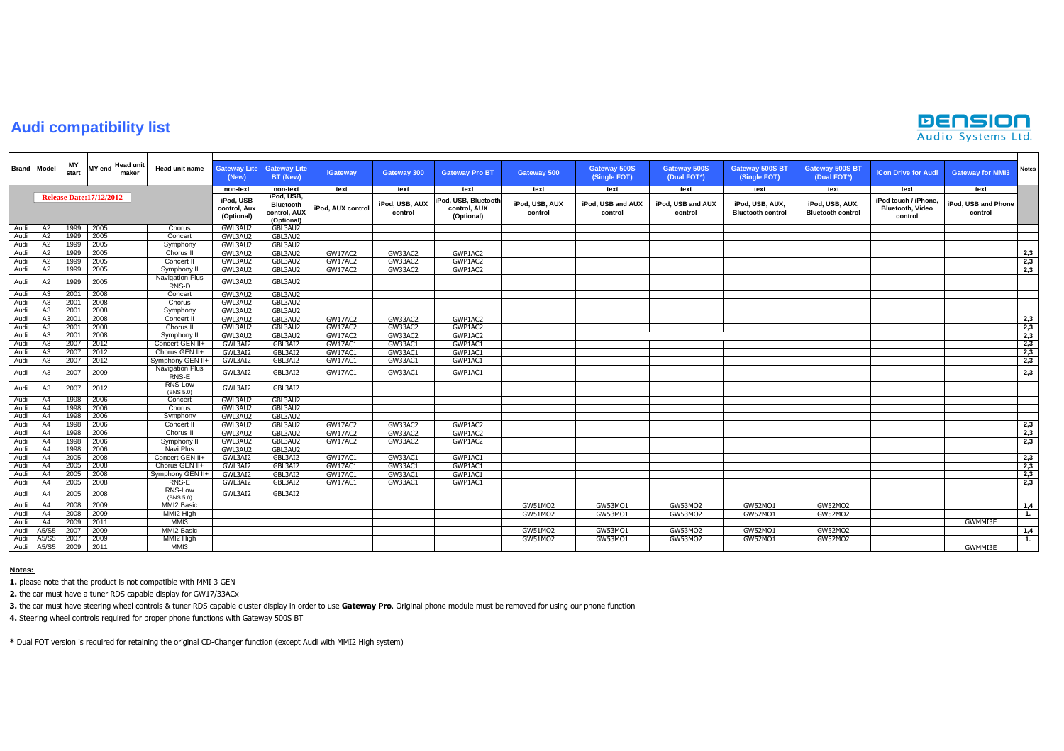# Audi compatibility list

DENSION Audio Systems Ltd.

| Brand | Model | MY start | MY end | Head unit maker | Head unit name | Gateway Lite (New) | Gateway Lite BT (New) | iGateway | Gateway 300 | Gateway Pro BT | Gateway 500 | Gateway 500S (Single FOT) | Gateway 500S (Dual FOT*) | Gateway 500S BT (Single FOT) | Gateway 500S BT (Dual FOT*) | iCon Drive for Audi | Gateway for MMI3 | Notes |
|---|---|---|---|---|---|---|---|---|---|---|---|---|---|---|---|---|---|---|
| | | | | | | non-text | non-text | text | text | text | text | text | text | text | text | text | text | |
| Release Date:17/12/2012 | | | | | | iPod, USB control, Aux (Optional) | iPod, USB, Bluetooth control, AUX (Optional) | iPod, AUX control | iPod, USB, AUX control | iPod, USB, Bluetooth control, AUX (Optional) | iPod, USB, AUX control | iPod, USB and AUX control | iPod, USB and AUX control | iPod, USB, AUX, Bluetooth control | iPod, USB, AUX, Bluetooth control | iPod touch / iPhone, Bluetooth, Video control | iPod, USB and Phone control | |
| Audi | A2 | 1999 | 2005 | | Chorus | GWL3AU2 | GBL3AU2 | | | | | | | | | | | |
| Audi | A2 | 1999 | 2005 | | Concert | GWL3AU2 | GBL3AU2 | | | | | | | | | | | |
| Audi | A2 | 1999 | 2005 | | Symphony | GWL3AU2 | GBL3AU2 | | | | | | | | | | | |
| Audi | A2 | 1999 | 2005 | | Chorus II | GWL3AU2 | GBL3AU2 | GW17AC2 | GW33AC2 | GWP1AC2 | | | | | | | | 2,3 |
| Audi | A2 | 1999 | 2005 | | Concert II | GWL3AU2 | GBL3AU2 | GW17AC2 | GW33AC2 | GWP1AC2 | | | | | | | | 2,3 |
| Audi | A2 | 1999 | 2005 | | Symphony II | GWL3AU2 | GBL3AU2 | GW17AC2 | GW33AC2 | GWP1AC2 | | | | | | | | 2,3 |
| Audi | A2 | 1999 | 2005 | | Navigation Plus RNS-D | GWL3AU2 | GBL3AU2 | | | | | | | | | | | |
| Audi | A3 | 2001 | 2008 | | Concert | GWL3AU2 | GBL3AU2 | | | | | | | | | | | |
| Audi | A3 | 2001 | 2008 | | Chorus | GWL3AU2 | GBL3AU2 | | | | | | | | | | | |
| Audi | A3 | 2001 | 2008 | | Symphony | GWL3AU2 | GBL3AU2 | | | | | | | | | | | |
| Audi | A3 | 2001 | 2008 | | Concert II | GWL3AU2 | GBL3AU2 | GW17AC2 | GW33AC2 | GWP1AC2 | | | | | | | | 2,3 |
| Audi | A3 | 2001 | 2008 | | Chorus II | GWL3AU2 | GBL3AU2 | GW17AC2 | GW33AC2 | GWP1AC2 | | | | | | | | 2,3 |
| Audi | A3 | 2001 | 2008 | | Symphony II | GWL3AU2 | GBL3AU2 | GW17AC2 | GW33AC2 | GWP1AC2 | | | | | | | | 2,3 |
| Audi | A3 | 2007 | 2012 | | Concert GEN II+ | GWL3AI2 | GBL3AI2 | GW17AC1 | GW33AC1 | GWP1AC1 | | | | | | | | 2,3 |
| Audi | A3 | 2007 | 2012 | | Chorus GEN II+ | GWL3AI2 | GBL3AI2 | GW17AC1 | GW33AC1 | GWP1AC1 | | | | | | | | 2,3 |
| Audi | A3 | 2007 | 2012 | | Symphony GEN II+ | GWL3AI2 | GBL3AI2 | GW17AC1 | GW33AC1 | GWP1AC1 | | | | | | | | 2,3 |
| Audi | A3 | 2007 | 2009 | | Navigation Plus RNS-E | GWL3AI2 | GBL3AI2 | GW17AC1 | GW33AC1 | GWP1AC1 | | | | | | | | 2,3 |
| Audi | A3 | 2007 | 2012 | | RNS-Low (BNS 5.0) | GWL3AI2 | GBL3AI2 | | | | | | | | | | | |
| Audi | A4 | 1998 | 2006 | | Concert | GWL3AU2 | GBL3AU2 | | | | | | | | | | | |
| Audi | A4 | 1998 | 2006 | | Chorus | GWL3AU2 | GBL3AU2 | | | | | | | | | | | |
| Audi | A4 | 1998 | 2006 | | Symphony | GWL3AU2 | GBL3AU2 | | | | | | | | | | | |
| Audi | A4 | 1998 | 2006 | | Concert II | GWL3AU2 | GBL3AU2 | GW17AC2 | GW33AC2 | GWP1AC2 | | | | | | | | 2,3 |
| Audi | A4 | 1998 | 2006 | | Chorus II | GWL3AU2 | GBL3AU2 | GW17AC2 | GW33AC2 | GWP1AC2 | | | | | | | | 2,3 |
| Audi | A4 | 1998 | 2006 | | Symphony II | GWL3AU2 | GBL3AU2 | GW17AC2 | GW33AC2 | GWP1AC2 | | | | | | | | 2,3 |
| Audi | A4 | 1998 | 2006 | | Navi Plus | GWL3AU2 | GBL3AU2 | | | | | | | | | | | |
| Audi | A4 | 2005 | 2008 | | Concert GEN II+ | GWL3AI2 | GBL3AI2 | GW17AC1 | GW33AC1 | GWP1AC1 | | | | | | | | 2,3 |
| Audi | A4 | 2005 | 2008 | | Chorus GEN II+ | GWL3AI2 | GBL3AI2 | GW17AC1 | GW33AC1 | GWP1AC1 | | | | | | | | 2,3 |
| Audi | A4 | 2005 | 2008 | | Symphony GEN II+ | GWL3AI2 | GBL3AI2 | GW17AC1 | GW33AC1 | GWP1AC1 | | | | | | | | 2,3 |
| Audi | A4 | 2005 | 2008 | | RNS-E | GWL3AI2 | GBL3AI2 | GW17AC1 | GW33AC1 | GWP1AC1 | | | | | | | | 2,3 |
| Audi | A4 | 2005 | 2008 | | RNS-Low (BNS 5.0) | GWL3AI2 | GBL3AI2 | | | | | | | | | | | |
| Audi | A4 | 2008 | 2009 | | MMI2 Basic | | | | | | GW51MO2 | GW53MO1 | GW53MO2 | GW52MO1 | GW52MO2 | | | 1,4 |
| Audi | A4 | 2008 | 2009 | | MMI2 High | | | | | | GW51MO2 | GW53MO1 | GW53MO2 | GW52MO1 | GW52MO2 | | | 1. |
| Audi | A4 | 2009 | 2011 | | MMI3 | | | | | | | | | | | | GWMMI3E | |
| Audi | A5/S5 | 2007 | 2009 | | MMI2 Basic | | | | | | GW51MO2 | GW53MO1 | GW53MO2 | GW52MO1 | GW52MO2 | | | 1,4 |
| Audi | A5/S5 | 2007 | 2009 | | MMI2 High | | | | | | GW51MO2 | GW53MO1 | GW53MO2 | GW52MO1 | GW52MO2 | | | 1. |
| Audi | A5/S5 | 2009 | 2011 | | MMI3 | | | | | | | | | | | | GWMMI3E | |

**Notes:**

**1.** please note that the product is not compatible with MMI 3 GEN

**2.** the car must have a tuner RDS capable display for GW17/33ACx

**3.** the car must have steering wheel controls & tuner RDS capable cluster display in order to use **Gateway Pro**. Original phone module must be removed for using our phone function

**4.** Steering wheel controls required for proper phone functions with Gateway 500S BT

\* Dual FOT version is required for retaining the original CD-Changer function (except Audi with MMI2 High system)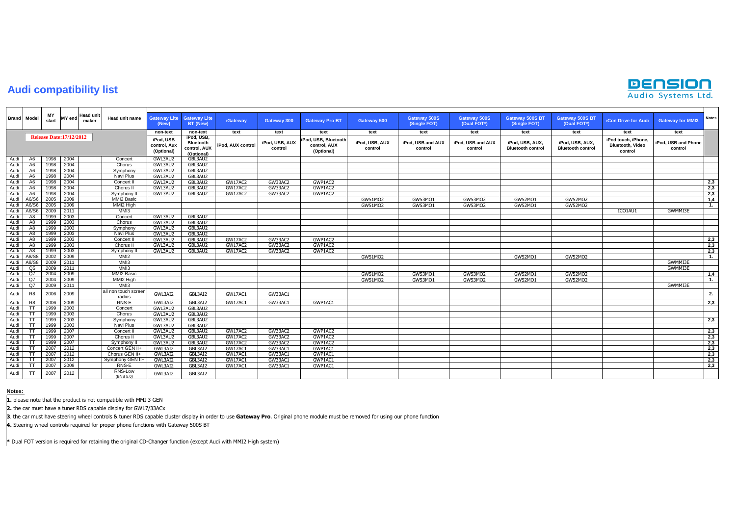# Audi compatibility list

| Brand | Model | MY start | MY end | Head unit maker | Head unit name | Gateway Lite (New) | Gateway Lite BT (New) | iGateway | Gateway 300 | Gateway Pro BT | Gateway 500 | Gateway 500S (Single FOT) | Gateway 500S (Dual FOT*) | Gateway 500S BT (Single FOT) | Gateway 500S BT (Dual FOT*) | iCon Drive for Audi | Gateway for MMI3 | Notes |
|---|---|---|---|---|---|---|---|---|---|---|---|---|---|---|---|---|---|---|
| Release Date:17/12/2012 | | | | | | non-text | non-text | text | text | text | text | text | text | text | text | text | text | |
| | | | | | | iPod, USB control, Aux (Optional) | iPod, USB, Bluetooth control, AUX (Optional) | iPod, AUX control | iPod, USB, AUX control | iPod, USB, Bluetooth control, AUX (Optional) | iPod, USB, AUX control | iPod, USB and AUX control | iPod, USB and AUX control | iPod, USB, AUX, Bluetooth control | iPod, USB, AUX, Bluetooth control | iPod touch, iPhone, Bluetooth, Video control | iPod, USB and Phone control | |
| Audi | A6 | 1998 | 2004 | | Concert | GWL3AU2 | GBL3AU2 | | | | | | | | | | | |
| Audi | A6 | 1998 | 2004 | | Chorus | GWL3AU2 | GBL3AU2 | | | | | | | | | | | |
| Audi | A6 | 1998 | 2004 | | Symphony | GWL3AU2 | GBL3AU2 | | | | | | | | | | | |
| Audi | A6 | 1998 | 2004 | | Navi Plus | GWL3AU2 | GBL3AU2 | | | | | | | | | | | |
| Audi | A6 | 1998 | 2004 | | Concert II | GWL3AU2 | GBL3AU2 | GW17AC2 | GW33AC2 | GWP1AC2 | | | | | | | | 2,3 |
| Audi | A6 | 1998 | 2004 | | Chorus II | GWL3AU2 | GBL3AU2 | GW17AC2 | GW33AC2 | GWP1AC2 | | | | | | | | 2,3 |
| Audi | A6 | 1998 | 2004 | | Symphony II | GWL3AU2 | GBL3AU2 | GW17AC2 | GW33AC2 | GWP1AC2 | | | | | | | | 2,3 |
| Audi | A6/S6 | 2005 | 2009 | | MMI2 Basic | | | | | | GW51MO2 | GW53MO1 | GW53MO2 | GW52MO1 | GW52MO2 | | | 1,4 |
| Audi | A6/S6 | 2005 | 2009 | | MMI2 High | | | | | | GW51MO2 | GW53MO1 | GW53MO2 | GW52MO1 | GW52MO2 | | | 1. |
| Audi | A6/S6 | 2009 | 2011 | | MMI3 | | | | | | | | | | | ICO1AU1 | GWMMI3E | |
| Audi | A8 | 1999 | 2003 | | Concert | GWL3AU2 | GBL3AU2 | | | | | | | | | | | |
| Audi | A8 | 1999 | 2003 | | Chorus | GWL3AU2 | GBL3AU2 | | | | | | | | | | | |
| Audi | A8 | 1999 | 2003 | | Symphony | GWL3AU2 | GBL3AU2 | | | | | | | | | | | |
| Audi | A8 | 1999 | 2003 | | Navi Plus | GWL3AU2 | GBL3AU2 | | | | | | | | | | | |
| Audi | A8 | 1999 | 2003 | | Concert II | GWL3AU2 | GBL3AU2 | GW17AC2 | GW33AC2 | GWP1AC2 | | | | | | | | 2,3 |
| Audi | A8 | 1999 | 2003 | | Chorus II | GWL3AU2 | GBL3AU2 | GW17AC2 | GW33AC2 | GWP1AC2 | | | | | | | | 2,3 |
| Audi | A8 | 1999 | 2003 | | Symphony II | GWL3AU2 | GBL3AU2 | GW17AC2 | GW33AC2 | GWP1AC2 | | | | | | | | 2,3 |
| Audi | A8/S8 | 2002 | 2009 | | MMI2 | | | | | | GW51MO2 | | | GW52MO1 | GW52MO2 | | | 1. |
| Audi | A8/S8 | 2009 | 2011 | | MMI3 | | | | | | | | | | | | GWMMI3E | |
| Audi | Q5 | 2009 | 2011 | | MMI3 | | | | | | | | | | | | GWMMI3E | |
| Audi | Q7 | 2004 | 2009 | | MMI2 Basic | | | | | | GW51MO2 | GW53MO1 | GW53MO2 | GW52MO1 | GW52MO2 | | | 1,4 |
| Audi | Q7 | 2004 | 2009 | | MMI2 High | | | | | | GW51MO2 | GW53MO1 | GW53MO2 | GW52MO1 | GW52MO2 | | | 1. |
| Audi | Q7 | 2009 | 2011 | | MMI3 | | | | | | | | | | | | GWMMI3E | |
| Audi | R8 | 2006 | 2009 | | all non touch screen radios | GWL3AI2 | GBL3AI2 | GW17AC1 | GW33AC1 | | | | | | | | | 2. |
| Audi | R8 | 2006 | 2009 | | RNS-E | GWL3AI2 | GBL3AI2 | GW17AC1 | GW33AC1 | GWP1AC1 | | | | | | | | 2,3 |
| Audi | TT | 1999 | 2003 | | Concert | GWL3AU2 | GBL3AU2 | | | | | | | | | | | |
| Audi | TT | 1999 | 2003 | | Chorus | GWL3AU2 | GBL3AU2 | | | | | | | | | | | |
| Audi | TT | 1999 | 2003 | | Symphony | GWL3AU2 | GBL3AU2 | | | | | | | | | | | 2,3 |
| Audi | TT | 1999 | 2003 | | Navi Plus | GWL3AU2 | GBL3AU2 | | | | | | | | | | | |
| Audi | TT | 1999 | 2007 | | Concert II | GWL3AU2 | GBL3AU2 | GW17AC2 | GW33AC2 | GWP1AC2 | | | | | | | | 2,3 |
| Audi | TT | 1999 | 2007 | | Chorus II | GWL3AU2 | GBL3AU2 | GW17AC2 | GW33AC2 | GWP1AC2 | | | | | | | | 2,3 |
| Audi | TT | 1999 | 2007 | | Symphony II | GWL3AU2 | GBL3AU2 | GW17AC2 | GW33AC2 | GWP1AC2 | | | | | | | | 2,3 |
| Audi | TT | 2007 | 2012 | | Concert GEN II+ | GWL3AI2 | GBL3AI2 | GW17AC1 | GW33AC1 | GWP1AC1 | | | | | | | | 2,3 |
| Audi | TT | 2007 | 2012 | | Chorus GEN II+ | GWL3AI2 | GBL3AI2 | GW17AC1 | GW33AC1 | GWP1AC1 | | | | | | | | 2,3 |
| Audi | TT | 2007 | 2012 | | Symphony GEN II+ | GWL3AI2 | GBL3AI2 | GW17AC1 | GW33AC1 | GWP1AC1 | | | | | | | | 2,3 |
| Audi | TT | 2007 | 2009 | | RNS-E | GWL3AI2 | GBL3AI2 | GW17AC1 | GW33AC1 | GWP1AC1 | | | | | | | | 2,3 |
| Audi | TT | 2007 | 2012 | | RNS-Low (BNS 5.0) | GWL3AI2 | GBL3AI2 | | | | | | | | | | | |

**Notes:**

**1.** please note that the product is not compatible with MMI 3 GEN

**2.** the car must have a tuner RDS capable display for GW17/33ACx

**3**. the car must have steering wheel controls & tuner RDS capable cluster display in order to use **Gateway Pro**. Original phone module must be removed for using our phone function

**4.** Steering wheel controls required for proper phone functions with Gateway 500S BT

**\*** Dual FOT version is required for retaining the original CD-Changer function (except Audi with MMI2 High system)